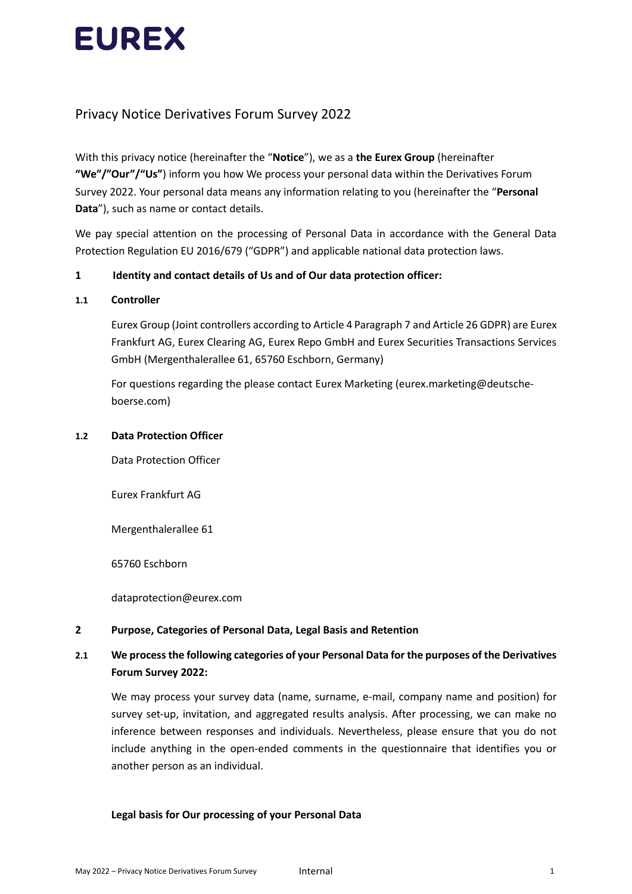# EUREX

## Privacy Notice Derivatives Forum Survey 2022

With this privacy notice (hereinafter the "**Notice**"), we as a **the Eurex Group** (hereinafter **"We"/"Our"/"Us"**) inform you how We process your personal data within the Derivatives Forum Survey 2022. Your personal data means any information relating to you (hereinafter the "**Personal Data**"), such as name or contact details.

We pay special attention on the processing of Personal Data in accordance with the General Data Protection Regulation EU 2016/679 ("GDPR") and applicable national data protection laws.

### 1 Identity and contact details of Us and of Our data protection officer:

#### 1.1 Controller

Eurex Group (Joint controllers according to Article 4 Paragraph 7 and Article 26 GDPR) are Eurex Frankfurt AG, Eurex Clearing AG, Eurex Repo GmbH and Eurex Securities Transactions Services GmbH (Mergenthalerallee 61, 65760 Eschborn, Germany)

For questions regarding the please contact Eurex Marketing (eurex.marketing@deutsche-boerse.com)

#### 1.2 Data Protection Officer

Data Protection Officer

Eurex Frankfurt AG

Mergenthalerallee 61

65760 Eschborn

dataprotection@eurex.com

### 2 Purpose, Categories of Personal Data, Legal Basis and Retention

#### 2.1 We process the following categories of your Personal Data for the purposes of the Derivatives Forum Survey 2022:

We may process your survey data (name, surname, e-mail, company name and position) for survey set-up, invitation, and aggregated results analysis. After processing, we can make no inference between responses and individuals. Nevertheless, please ensure that you do not include anything in the open-ended comments in the questionnaire that identifies you or another person as an individual.

**Legal basis for Our processing of your Personal Data**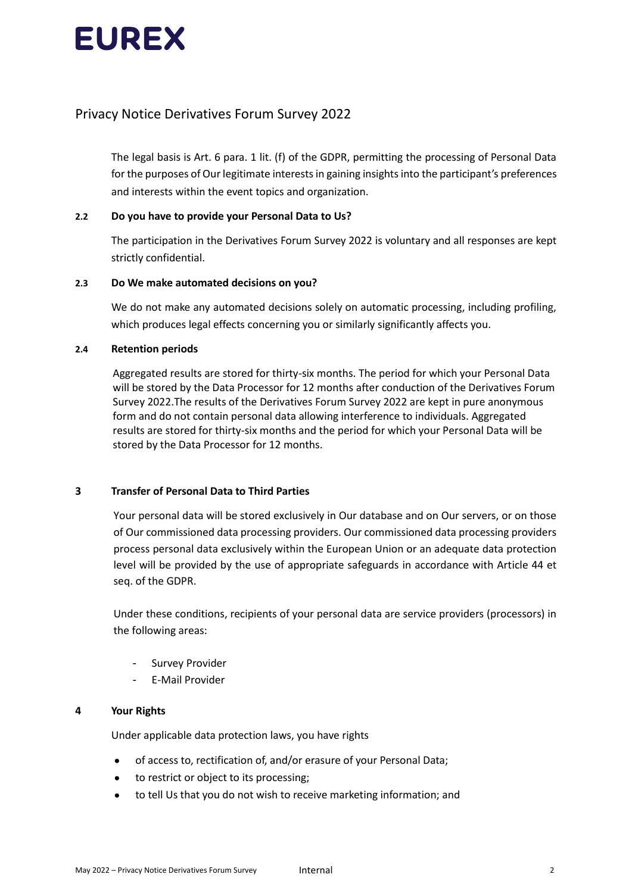The legal basis is Art. 6 para. 1 lit. (f) of the GDPR, permitting the processing of Personal Data for the purposes of Our legitimate interests in gaining insights into the participant's preferences and interests within the event topics and organization.

### 2.2 Do you have to provide your Personal Data to Us?

The participation in the Derivatives Forum Survey 2022 is voluntary and all responses are kept strictly confidential.

### 2.3 Do We make automated decisions on you?

We do not make any automated decisions solely on automatic processing, including profiling, which produces legal effects concerning you or similarly significantly affects you.

### 2.4 Retention periods

Aggregated results are stored for thirty-six months. The period for which your Personal Data will be stored by the Data Processor for 12 months after conduction of the Derivatives Forum Survey 2022.The results of the Derivatives Forum Survey 2022 are kept in pure anonymous form and do not contain personal data allowing interference to individuals. Aggregated results are stored for thirty-six months and the period for which your Personal Data will be stored by the Data Processor for 12 months.

## 3 Transfer of Personal Data to Third Parties

Your personal data will be stored exclusively in Our database and on Our servers, or on those of Our commissioned data processing providers. Our commissioned data processing providers process personal data exclusively within the European Union or an adequate data protection level will be provided by the use of appropriate safeguards in accordance with Article 44 et seq. of the GDPR.

Under these conditions, recipients of your personal data are service providers (processors) in the following areas:

- Survey Provider
- E-Mail Provider

## 4 Your Rights

Under applicable data protection laws, you have rights

- of access to, rectification of, and/or erasure of your Personal Data;
- to restrict or object to its processing;
- to tell Us that you do not wish to receive marketing information; and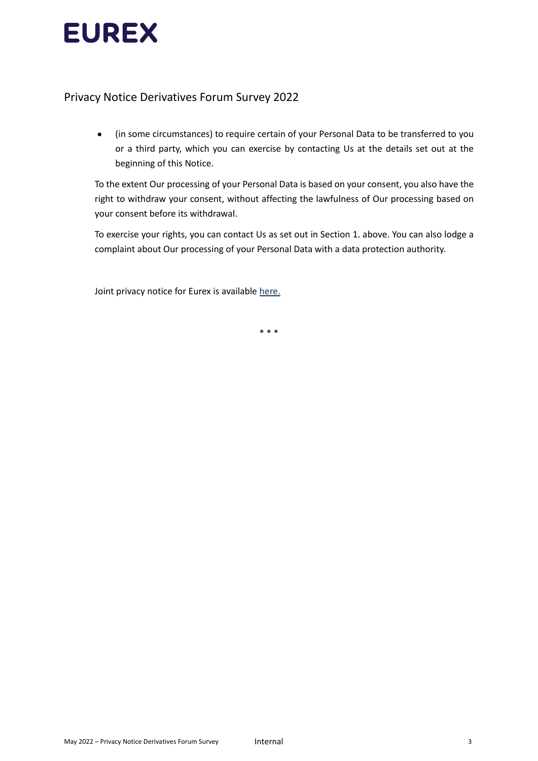- (in some circumstances) to require certain of your Personal Data to be transferred to you or a third party, which you can exercise by contacting Us at the details set out at the beginning of this Notice.

To the extent Our processing of your Personal Data is based on your consent, you also have the right to withdraw your consent, without affecting the lawfulness of Our processing based on your consent before its withdrawal.

To exercise your rights, you can contact Us as set out in Section 1. above. You can also lodge a complaint about Our processing of your Personal Data with a data protection authority.

Joint privacy notice for Eurex is available here.

\* \* \*